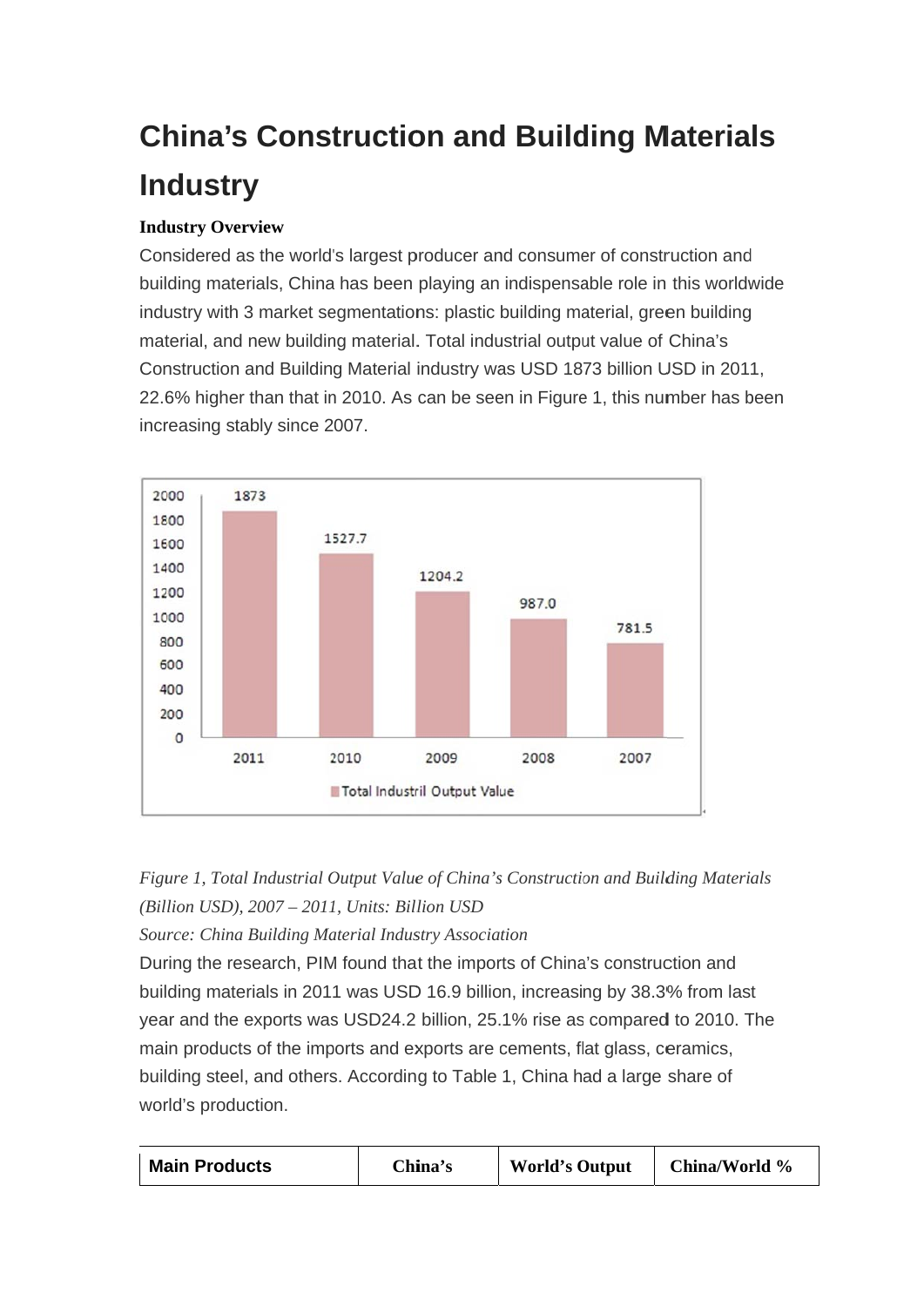# China's Construction and Building Materials Industry

**Industry Overview**

Considered as the world's largest producer and consumer of construction and building materials, China has been playing an indispensable role in this worldwide industry with 3 market segmentations: plastic building material, green building material, and new building material. Total industrial output value of China's Construction and Building Material industry was USD 1873 billion USD in 2011, 22.6% higher than that in 2010. As can be seen in Figure 1, this number has been increasing stably since 2007.

| Year | Total Industril Output Value |
|---|---|
| 2011 | 1873 |
| 2010 | 1527.7 |
| 2009 | 1204.2 |
| 2008 | 987.0 |
| 2007 | 781.5 |

*Figure 1, Total Industrial Output Value of China's Construction and Building Materials (Billion USD), 2007 – 2011, Units: Billion USD*

*Source: China Building Material Industry Association*

During the research, PIM found that the imports of China's construction and building materials in 2011 was USD 16.9 billion, increasing by 38.3% from last year and the exports was USD24.2 billion, 25.1% rise as compared to 2010. The main products of the imports and exports are cements, flat glass, ceramics, building steel, and others. According to Table 1, China had a large share of world's production.

| Main Products | China's | World's Output | China/World % |
|---|---|---|---|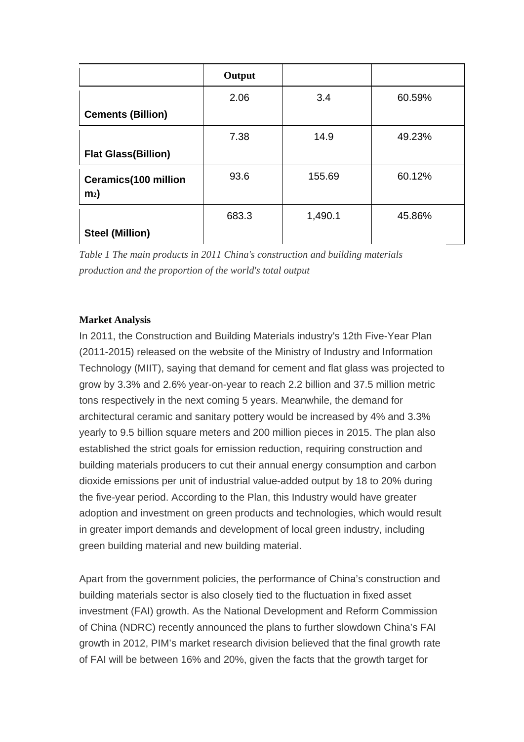| | Output | | |
|---|---|---|---|
| **Cements (Billion)** | 2.06 | 3.4 | 60.59% |
| **Flat Glass(Billion)** | 7.38 | 14.9 | 49.23% |
| **Ceramics(100 million $m_2$)** | 93.6 | 155.69 | 60.12% |
| **Steel (Million)** | 683.3 | 1,490.1 | 45.86% |

*Table 1 The main products in 2011 China's construction and building materials production and the proportion of the world's total output*

**Market Analysis**

In 2011, the Construction and Building Materials industry's 12th Five-Year Plan (2011-2015) released on the website of the Ministry of Industry and Information Technology (MIIT), saying that demand for cement and flat glass was projected to grow by 3.3% and 2.6% year-on-year to reach 2.2 billion and 37.5 million metric tons respectively in the next coming 5 years. Meanwhile, the demand for architectural ceramic and sanitary pottery would be increased by 4% and 3.3% yearly to 9.5 billion square meters and 200 million pieces in 2015. The plan also established the strict goals for emission reduction, requiring construction and building materials producers to cut their annual energy consumption and carbon dioxide emissions per unit of industrial value-added output by 18 to 20% during the five-year period. According to the Plan, this Industry would have greater adoption and investment on green products and technologies, which would result in greater import demands and development of local green industry, including green building material and new building material.

Apart from the government policies, the performance of China's construction and building materials sector is also closely tied to the fluctuation in fixed asset investment (FAI) growth. As the National Development and Reform Commission of China (NDRC) recently announced the plans to further slowdown China's FAI growth in 2012, PIM's market research division believed that the final growth rate of FAI will be between 16% and 20%, given the facts that the growth target for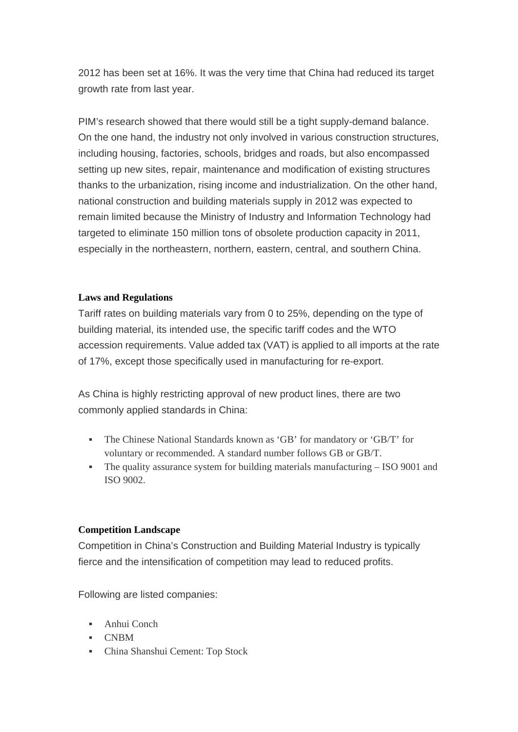2012 has been set at 16%. It was the very time that China had reduced its target growth rate from last year.

PIM's research showed that there would still be a tight supply-demand balance. On the one hand, the industry not only involved in various construction structures, including housing, factories, schools, bridges and roads, but also encompassed setting up new sites, repair, maintenance and modification of existing structures thanks to the urbanization, rising income and industrialization. On the other hand, national construction and building materials supply in 2012 was expected to remain limited because the Ministry of Industry and Information Technology had targeted to eliminate 150 million tons of obsolete production capacity in 2011, especially in the northeastern, northern, eastern, central, and southern China.

**Laws and Regulations**

Tariff rates on building materials vary from 0 to 25%, depending on the type of building material, its intended use, the specific tariff codes and the WTO accession requirements. Value added tax (VAT) is applied to all imports at the rate of 17%, except those specifically used in manufacturing for re-export.

As China is highly restricting approval of new product lines, there are two commonly applied standards in China:

- The Chinese National Standards known as 'GB' for mandatory or 'GB/T' for voluntary or recommended. A standard number follows GB or GB/T.
- The quality assurance system for building materials manufacturing – ISO 9001 and ISO 9002.

**Competition Landscape**

Competition in China's Construction and Building Material Industry is typically fierce and the intensification of competition may lead to reduced profits.

Following are listed companies:

- Anhui Conch
- CNBM
- China Shanshui Cement: Top Stock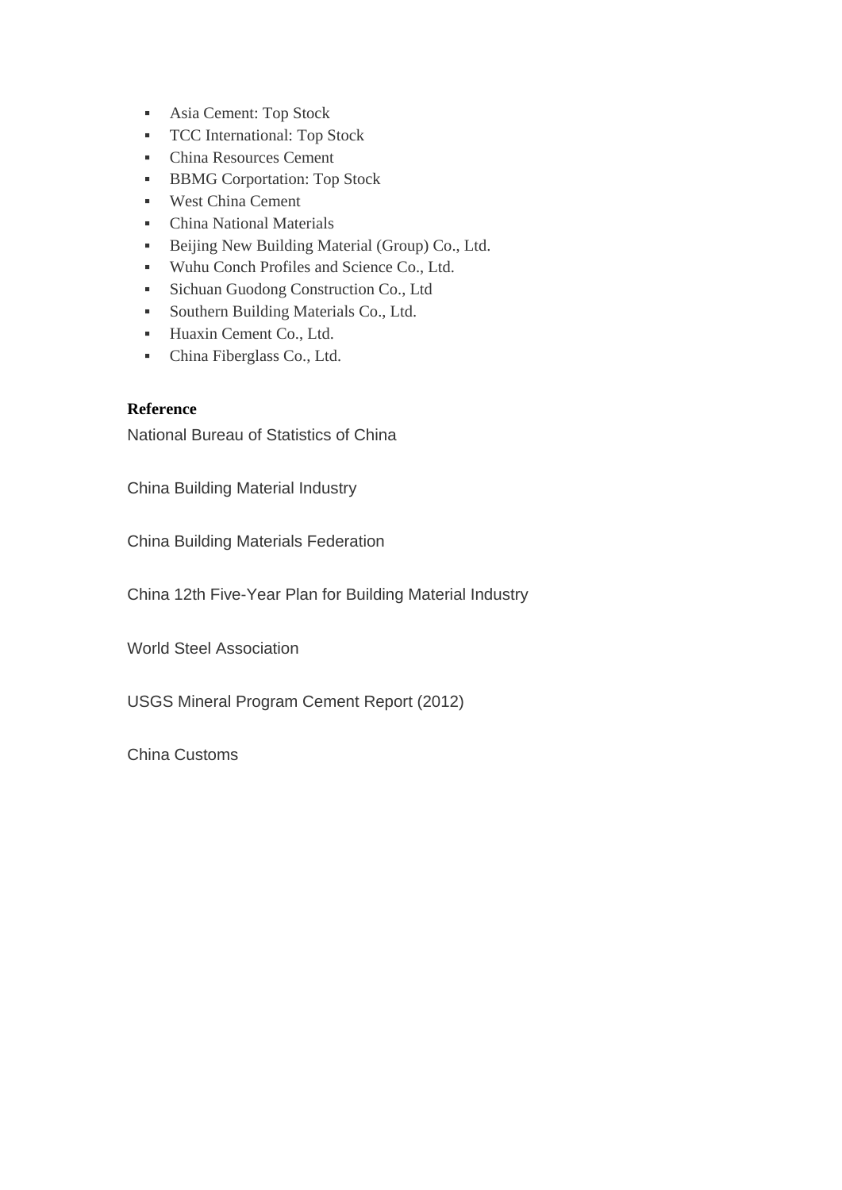- Asia Cement: Top Stock
- TCC International: Top Stock
- China Resources Cement
- BBMG Corportation: Top Stock
- West China Cement
- China National Materials
- Beijing New Building Material (Group) Co., Ltd.
- Wuhu Conch Profiles and Science Co., Ltd.
- Sichuan Guodong Construction Co., Ltd
- Southern Building Materials Co., Ltd.
- Huaxin Cement Co., Ltd.
- China Fiberglass Co., Ltd.

**Reference**

National Bureau of Statistics of China

China Building Material Industry

China Building Materials Federation

China 12th Five-Year Plan for Building Material Industry

World Steel Association

USGS Mineral Program Cement Report (2012)

China Customs